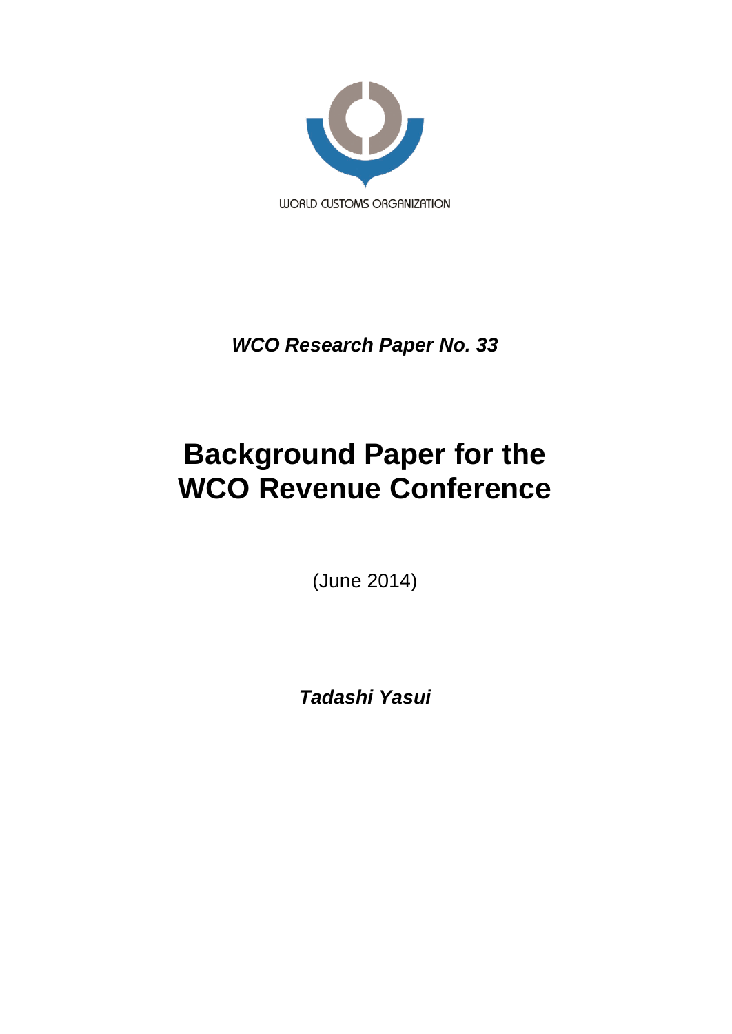WORLD CUSTOMS ORGANIZATION

***WCO Research Paper No. 33***

# Background Paper for the WCO Revenue Conference

(June 2014)

***Tadashi Yasui***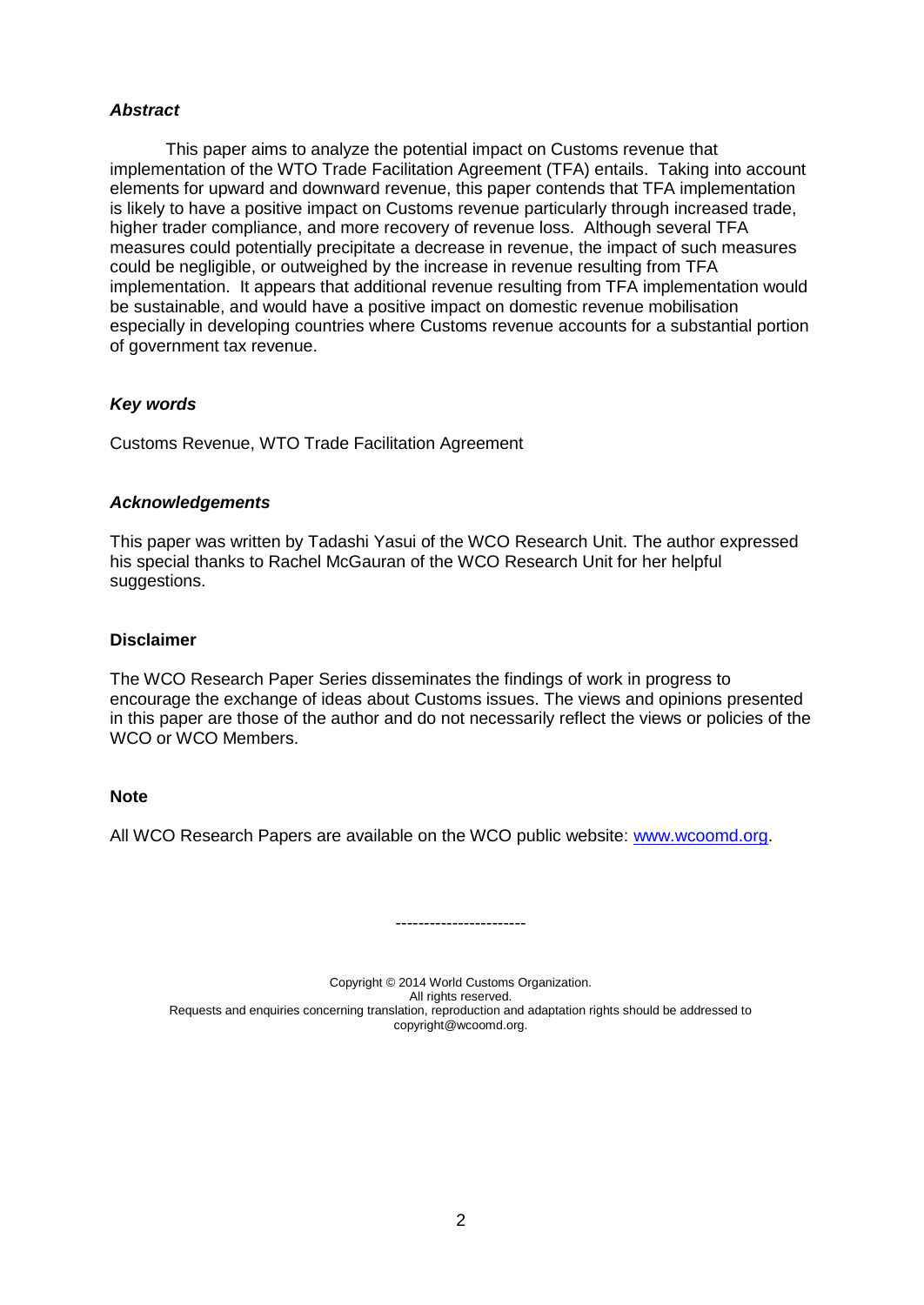***Abstract***

This paper aims to analyze the potential impact on Customs revenue that implementation of the WTO Trade Facilitation Agreement (TFA) entails. Taking into account elements for upward and downward revenue, this paper contends that TFA implementation is likely to have a positive impact on Customs revenue particularly through increased trade, higher trader compliance, and more recovery of revenue loss. Although several TFA measures could potentially precipitate a decrease in revenue, the impact of such measures could be negligible, or outweighed by the increase in revenue resulting from TFA implementation. It appears that additional revenue resulting from TFA implementation would be sustainable, and would have a positive impact on domestic revenue mobilisation especially in developing countries where Customs revenue accounts for a substantial portion of government tax revenue.

***Key words***

Customs Revenue, WTO Trade Facilitation Agreement

***Acknowledgements***

This paper was written by Tadashi Yasui of the WCO Research Unit. The author expressed his special thanks to Rachel McGauran of the WCO Research Unit for her helpful suggestions.

**Disclaimer**

The WCO Research Paper Series disseminates the findings of work in progress to encourage the exchange of ideas about Customs issues. The views and opinions presented in this paper are those of the author and do not necessarily reflect the views or policies of the WCO or WCO Members.

**Note**

All WCO Research Papers are available on the WCO public website: [www.wcoomd.org](http://www.wcoomd.org).

-----------------------

Copyright © 2014 World Customs Organization.
All rights reserved.
Requests and enquiries concerning translation, reproduction and adaptation rights should be addressed to copyright@wcoomd.org.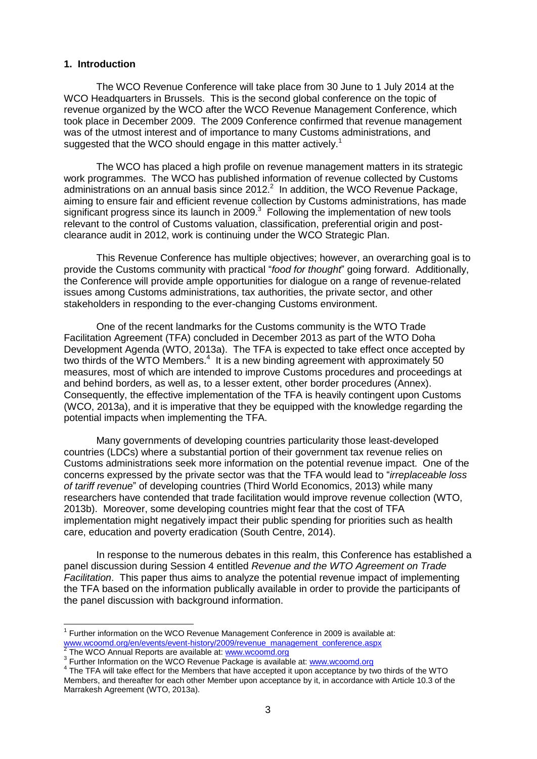## 1. Introduction

The WCO Revenue Conference will take place from 30 June to 1 July 2014 at the WCO Headquarters in Brussels. This is the second global conference on the topic of revenue organized by the WCO after the WCO Revenue Management Conference, which took place in December 2009. The 2009 Conference confirmed that revenue management was of the utmost interest and of importance to many Customs administrations, and suggested that the WCO should engage in this matter actively.[1]

The WCO has placed a high profile on revenue management matters in its strategic work programmes. The WCO has published information of revenue collected by Customs administrations on an annual basis since 2012.[2] In addition, the WCO Revenue Package, aiming to ensure fair and efficient revenue collection by Customs administrations, has made significant progress since its launch in 2009.[3] Following the implementation of new tools relevant to the control of Customs valuation, classification, preferential origin and post-clearance audit in 2012, work is continuing under the WCO Strategic Plan.

This Revenue Conference has multiple objectives; however, an overarching goal is to provide the Customs community with practical "*food for thought*" going forward. Additionally, the Conference will provide ample opportunities for dialogue on a range of revenue-related issues among Customs administrations, tax authorities, the private sector, and other stakeholders in responding to the ever-changing Customs environment.

One of the recent landmarks for the Customs community is the WTO Trade Facilitation Agreement (TFA) concluded in December 2013 as part of the WTO Doha Development Agenda (WTO, 2013a). The TFA is expected to take effect once accepted by two thirds of the WTO Members.[4] It is a new binding agreement with approximately 50 measures, most of which are intended to improve Customs procedures and proceedings at and behind borders, as well as, to a lesser extent, other border procedures (Annex). Consequently, the effective implementation of the TFA is heavily contingent upon Customs (WCO, 2013a), and it is imperative that they be equipped with the knowledge regarding the potential impacts when implementing the TFA.

Many governments of developing countries particularity those least-developed countries (LDCs) where a substantial portion of their government tax revenue relies on Customs administrations seek more information on the potential revenue impact. One of the concerns expressed by the private sector was that the TFA would lead to "*irreplaceable loss of tariff revenue*" of developing countries (Third World Economics, 2013) while many researchers have contended that trade facilitation would improve revenue collection (WTO, 2013b). Moreover, some developing countries might fear that the cost of TFA implementation might negatively impact their public spending for priorities such as health care, education and poverty eradication (South Centre, 2014).

In response to the numerous debates in this realm, this Conference has established a panel discussion during Session 4 entitled *Revenue and the WTO Agreement on Trade Facilitation*. This paper thus aims to analyze the potential revenue impact of implementing the TFA based on the information publically available in order to provide the participants of the panel discussion with background information.

---

[1] Further information on the WCO Revenue Management Conference in 2009 is available at: www.wcoomd.org/en/events/event-history/2009/revenue_management_conference.aspx

[2] The WCO Annual Reports are available at: www.wcoomd.org

[3] Further Information on the WCO Revenue Package is available at: www.wcoomd.org

[4] The TFA will take effect for the Members that have accepted it upon acceptance by two thirds of the WTO Members, and thereafter for each other Member upon acceptance by it, in accordance with Article 10.3 of the Marrakesh Agreement (WTO, 2013a).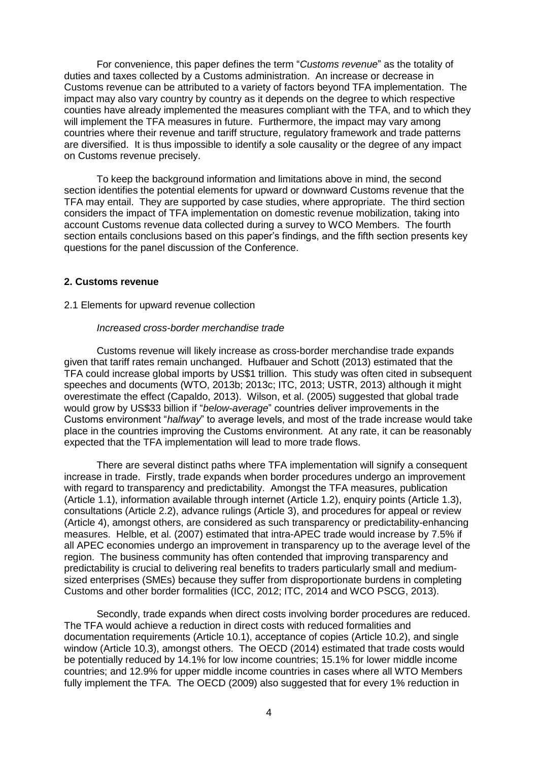For convenience, this paper defines the term "*Customs revenue*" as the totality of duties and taxes collected by a Customs administration. An increase or decrease in Customs revenue can be attributed to a variety of factors beyond TFA implementation. The impact may also vary country by country as it depends on the degree to which respective counties have already implemented the measures compliant with the TFA, and to which they will implement the TFA measures in future. Furthermore, the impact may vary among countries where their revenue and tariff structure, regulatory framework and trade patterns are diversified. It is thus impossible to identify a sole causality or the degree of any impact on Customs revenue precisely.

To keep the background information and limitations above in mind, the second section identifies the potential elements for upward or downward Customs revenue that the TFA may entail. They are supported by case studies, where appropriate. The third section considers the impact of TFA implementation on domestic revenue mobilization, taking into account Customs revenue data collected during a survey to WCO Members. The fourth section entails conclusions based on this paper's findings, and the fifth section presents key questions for the panel discussion of the Conference.

## 2. Customs revenue

### 2.1 Elements for upward revenue collection

*Increased cross-border merchandise trade*

Customs revenue will likely increase as cross-border merchandise trade expands given that tariff rates remain unchanged. Hufbauer and Schott (2013) estimated that the TFA could increase global imports by US$1 trillion. This study was often cited in subsequent speeches and documents (WTO, 2013b; 2013c; ITC, 2013; USTR, 2013) although it might overestimate the effect (Capaldo, 2013). Wilson, et al. (2005) suggested that global trade would grow by US$33 billion if "*below-average*" countries deliver improvements in the Customs environment "*halfway*" to average levels, and most of the trade increase would take place in the countries improving the Customs environment. At any rate, it can be reasonably expected that the TFA implementation will lead to more trade flows.

There are several distinct paths where TFA implementation will signify a consequent increase in trade. Firstly, trade expands when border procedures undergo an improvement with regard to transparency and predictability. Amongst the TFA measures, publication (Article 1.1), information available through internet (Article 1.2), enquiry points (Article 1.3), consultations (Article 2.2), advance rulings (Article 3), and procedures for appeal or review (Article 4), amongst others, are considered as such transparency or predictability-enhancing measures. Helble, et al. (2007) estimated that intra-APEC trade would increase by 7.5% if all APEC economies undergo an improvement in transparency up to the average level of the region. The business community has often contended that improving transparency and predictability is crucial to delivering real benefits to traders particularly small and medium-sized enterprises (SMEs) because they suffer from disproportionate burdens in completing Customs and other border formalities (ICC, 2012; ITC, 2014 and WCO PSCG, 2013).

Secondly, trade expands when direct costs involving border procedures are reduced. The TFA would achieve a reduction in direct costs with reduced formalities and documentation requirements (Article 10.1), acceptance of copies (Article 10.2), and single window (Article 10.3), amongst others. The OECD (2014) estimated that trade costs would be potentially reduced by 14.1% for low income countries; 15.1% for lower middle income countries; and 12.9% for upper middle income countries in cases where all WTO Members fully implement the TFA. The OECD (2009) also suggested that for every 1% reduction in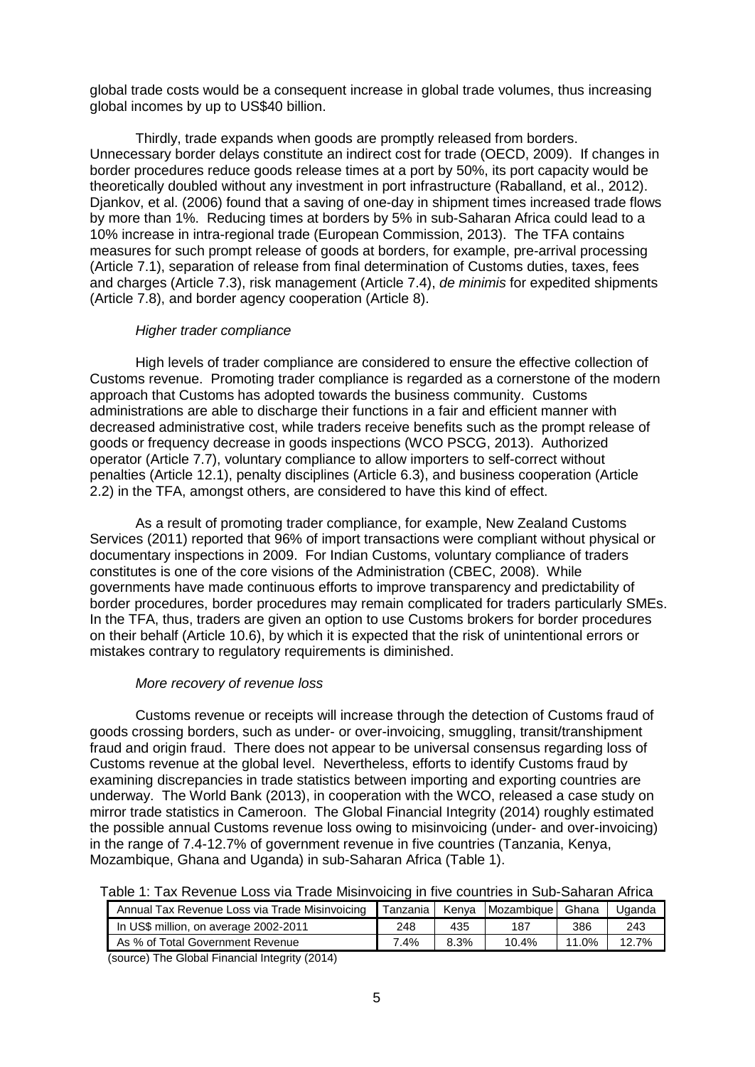global trade costs would be a consequent increase in global trade volumes, thus increasing global incomes by up to US$40 billion.

Thirdly, trade expands when goods are promptly released from borders. Unnecessary border delays constitute an indirect cost for trade (OECD, 2009). If changes in border procedures reduce goods release times at a port by 50%, its port capacity would be theoretically doubled without any investment in port infrastructure (Raballand, et al., 2012). Djankov, et al. (2006) found that a saving of one-day in shipment times increased trade flows by more than 1%. Reducing times at borders by 5% in sub-Saharan Africa could lead to a 10% increase in intra-regional trade (European Commission, 2013). The TFA contains measures for such prompt release of goods at borders, for example, pre-arrival processing (Article 7.1), separation of release from final determination of Customs duties, taxes, fees and charges (Article 7.3), risk management (Article 7.4), *de minimis* for expedited shipments (Article 7.8), and border agency cooperation (Article 8).

*Higher trader compliance*

High levels of trader compliance are considered to ensure the effective collection of Customs revenue. Promoting trader compliance is regarded as a cornerstone of the modern approach that Customs has adopted towards the business community. Customs administrations are able to discharge their functions in a fair and efficient manner with decreased administrative cost, while traders receive benefits such as the prompt release of goods or frequency decrease in goods inspections (WCO PSCG, 2013). Authorized operator (Article 7.7), voluntary compliance to allow importers to self-correct without penalties (Article 12.1), penalty disciplines (Article 6.3), and business cooperation (Article 2.2) in the TFA, amongst others, are considered to have this kind of effect.

As a result of promoting trader compliance, for example, New Zealand Customs Services (2011) reported that 96% of import transactions were compliant without physical or documentary inspections in 2009. For Indian Customs, voluntary compliance of traders constitutes is one of the core visions of the Administration (CBEC, 2008). While governments have made continuous efforts to improve transparency and predictability of border procedures, border procedures may remain complicated for traders particularly SMEs. In the TFA, thus, traders are given an option to use Customs brokers for border procedures on their behalf (Article 10.6), by which it is expected that the risk of unintentional errors or mistakes contrary to regulatory requirements is diminished.

*More recovery of revenue loss*

Customs revenue or receipts will increase through the detection of Customs fraud of goods crossing borders, such as under- or over-invoicing, smuggling, transit/transhipment fraud and origin fraud. There does not appear to be universal consensus regarding loss of Customs revenue at the global level. Nevertheless, efforts to identify Customs fraud by examining discrepancies in trade statistics between importing and exporting countries are underway. The World Bank (2013), in cooperation with the WCO, released a case study on mirror trade statistics in Cameroon. The Global Financial Integrity (2014) roughly estimated the possible annual Customs revenue loss owing to misinvoicing (under- and over-invoicing) in the range of 7.4-12.7% of government revenue in five countries (Tanzania, Kenya, Mozambique, Ghana and Uganda) in sub-Saharan Africa (Table 1).

Table 1: Tax Revenue Loss via Trade Misinvoicing in five countries in Sub-Saharan Africa

| Annual Tax Revenue Loss via Trade Misinvoicing | Tanzania | Kenya | Mozambique | Ghana | Uganda |
|---|---|---|---|---|---|
| In US$ million, on average 2002-2011 | 248 | 435 | 187 | 386 | 243 |
| As % of Total Government Revenue | 7.4% | 8.3% | 10.4% | 11.0% | 12.7% |

(source) The Global Financial Integrity (2014)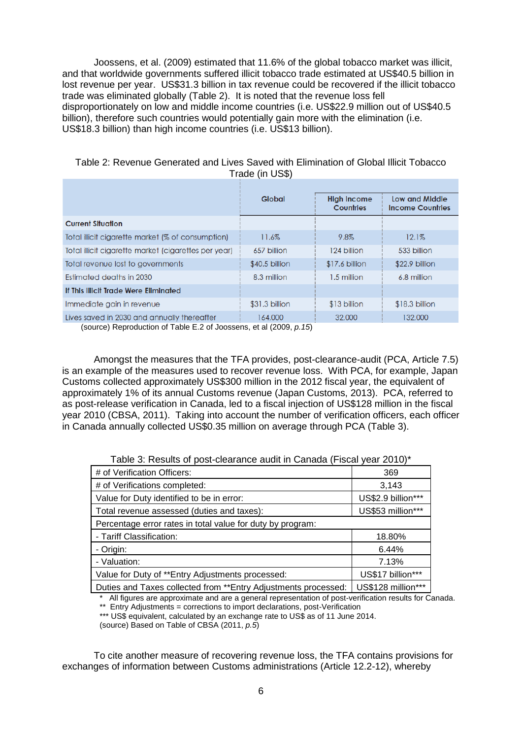Joossens, et al. (2009) estimated that 11.6% of the global tobacco market was illicit, and that worldwide governments suffered illicit tobacco trade estimated at US$40.5 billion in lost revenue per year. US$31.3 billion in tax revenue could be recovered if the illicit tobacco trade was eliminated globally (Table 2). It is noted that the revenue loss fell disproportionately on low and middle income countries (i.e. US$22.9 million out of US$40.5 billion), therefore such countries would potentially gain more with the elimination (i.e. US$18.3 billion) than high income countries (i.e. US$13 billion).

Table 2: Revenue Generated and Lives Saved with Elimination of Global Illicit Tobacco Trade (in US$)

| | Global | High Income Countries | Low and Middle Income Countries |
|---|---|---|---|
| **Current Situation** | | | |
| Total illicit cigarette market (% of consumption) | 11.6% | 9.8% | 12.1% |
| Total illicit cigarette market (cigarettes per year) | 657 billion | 124 billion | 533 billion |
| Total revenue lost to governments | $40.5 billion | $17.6 billion | $22.9 billion |
| Estimated deaths in 2030 | 8.3 million | 1.5 million | 6.8 million |
| **If This Illicit Trade Were Eliminated** | | | |
| Immediate gain in revenue | $31.3 billion | $13 billion | $18.3 billion |
| Lives saved in 2030 and annually thereafter | 164,000 | 32,000 | 132,000 |

(source) Reproduction of Table E.2 of Joossens, et al (2009, *p.15*)

Amongst the measures that the TFA provides, post-clearance-audit (PCA, Article 7.5) is an example of the measures used to recover revenue loss. With PCA, for example, Japan Customs collected approximately US$300 million in the 2012 fiscal year, the equivalent of approximately 1% of its annual Customs revenue (Japan Customs, 2013). PCA, referred to as post-release verification in Canada, led to a fiscal injection of US$128 million in the fiscal year 2010 (CBSA, 2011). Taking into account the number of verification officers, each officer in Canada annually collected US$0.35 million on average through PCA (Table 3).

Table 3: Results of post-clearance audit in Canada (Fiscal year 2010)*

| | |
|---|---|
| # of Verification Officers: | 369 |
| # of Verifications completed: | 3,143 |
| Value for Duty identified to be in error: | US$2.9 billion*** |
| Total revenue assessed (duties and taxes): | US$53 million*** |
| Percentage error rates in total value for duty by program: | |
| - Tariff Classification: | 18.80% |
| - Origin: | 6.44% |
| - Valuation: | 7.13% |
| Value for Duty of **Entry Adjustments processed: | US$17 billion*** |
| Duties and Taxes collected from **Entry Adjustments processed: | US$128 million*** |

\* All figures are approximate and are a general representation of post-verification results for Canada.
** Entry Adjustments = corrections to import declarations, post-Verification
*** US$ equivalent, calculated by an exchange rate to US$ as of 11 June 2014.
(source) Based on Table of CBSA (2011, *p.5*)

To cite another measure of recovering revenue loss, the TFA contains provisions for exchanges of information between Customs administrations (Article 12.2-12), whereby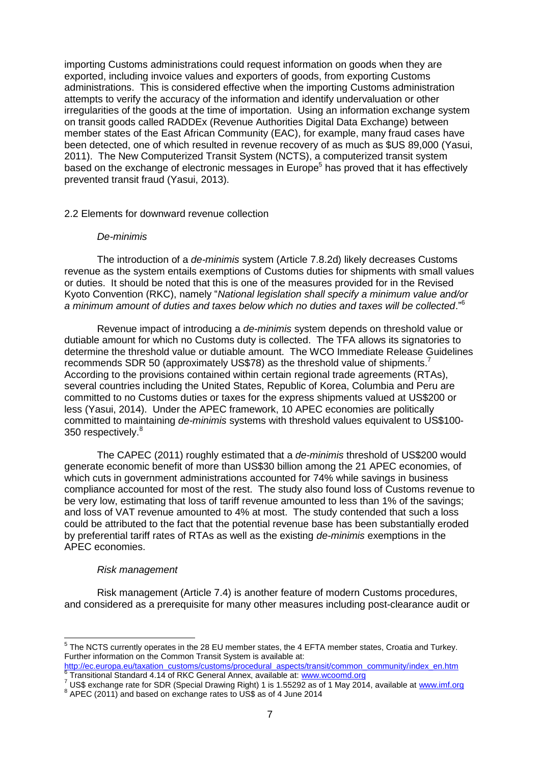importing Customs administrations could request information on goods when they are exported, including invoice values and exporters of goods, from exporting Customs administrations. This is considered effective when the importing Customs administration attempts to verify the accuracy of the information and identify undervaluation or other irregularities of the goods at the time of importation. Using an information exchange system on transit goods called RADDEx (Revenue Authorities Digital Data Exchange) between member states of the East African Community (EAC), for example, many fraud cases have been detected, one of which resulted in revenue recovery of as much as $US 89,000 (Yasui, 2011). The New Computerized Transit System (NCTS), a computerized transit system based on the exchange of electronic messages in Europe[5] has proved that it has effectively prevented transit fraud (Yasui, 2013).

## 2.2 Elements for downward revenue collection

### *De-minimis*

The introduction of a *de-minimis* system (Article 7.8.2d) likely decreases Customs revenue as the system entails exemptions of Customs duties for shipments with small values or duties. It should be noted that this is one of the measures provided for in the Revised Kyoto Convention (RKC), namely "*National legislation shall specify a minimum value and/or a minimum amount of duties and taxes below which no duties and taxes will be collected*."[6]

Revenue impact of introducing a *de-minimis* system depends on threshold value or dutiable amount for which no Customs duty is collected. The TFA allows its signatories to determine the threshold value or dutiable amount. The WCO Immediate Release Guidelines recommends SDR 50 (approximately US$78) as the threshold value of shipments.[7] According to the provisions contained within certain regional trade agreements (RTAs), several countries including the United States, Republic of Korea, Columbia and Peru are committed to no Customs duties or taxes for the express shipments valued at US$200 or less (Yasui, 2014). Under the APEC framework, 10 APEC economies are politically committed to maintaining *de-minimis* systems with threshold values equivalent to US$100-350 respectively.[8]

The CAPEC (2011) roughly estimated that a *de-minimis* threshold of US$200 would generate economic benefit of more than US$30 billion among the 21 APEC economies, of which cuts in government administrations accounted for 74% while savings in business compliance accounted for most of the rest. The study also found loss of Customs revenue to be very low, estimating that loss of tariff revenue amounted to less than 1% of the savings; and loss of VAT revenue amounted to 4% at most. The study contended that such a loss could be attributed to the fact that the potential revenue base has been substantially eroded by preferential tariff rates of RTAs as well as the existing *de-minimis* exemptions in the APEC economies.

### *Risk management*

Risk management (Article 7.4) is another feature of modern Customs procedures, and considered as a prerequisite for many other measures including post-clearance audit or

---

[5] The NCTS currently operates in the 28 EU member states, the 4 EFTA member states, Croatia and Turkey. Further information on the Common Transit System is available at: http://ec.europa.eu/taxation_customs/customs/procedural_aspects/transit/common_community/index_en.htm

[6] Transitional Standard 4.14 of RKC General Annex, available at: www.wcoomd.org

[7] US$ exchange rate for SDR (Special Drawing Right) 1 is 1.55292 as of 1 May 2014, available at www.imf.org

[8] APEC (2011) and based on exchange rates to US$ as of 4 June 2014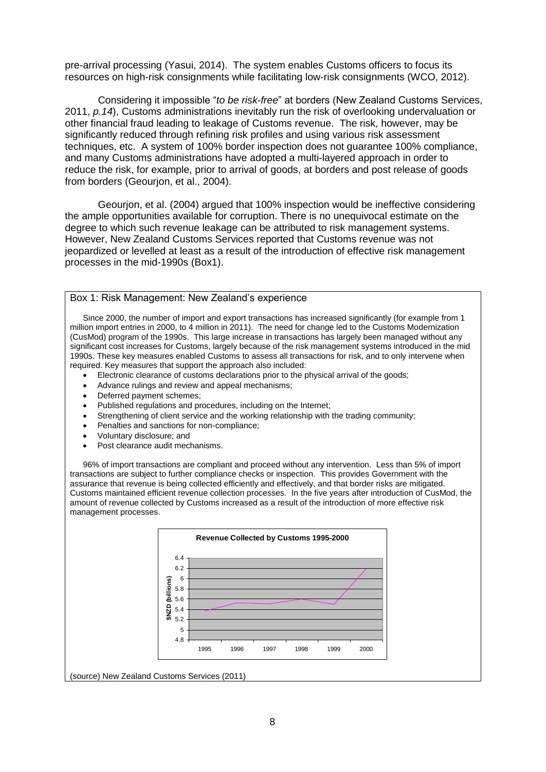pre-arrival processing (Yasui, 2014). The system enables Customs officers to focus its resources on high-risk consignments while facilitating low-risk consignments (WCO, 2012).

Considering it impossible "*to be risk-free*" at borders (New Zealand Customs Services, 2011, *p.14*), Customs administrations inevitably run the risk of overlooking undervaluation or other financial fraud leading to leakage of Customs revenue. The risk, however, may be significantly reduced through refining risk profiles and using various risk assessment techniques, etc. A system of 100% border inspection does not guarantee 100% compliance, and many Customs administrations have adopted a multi-layered approach in order to reduce the risk, for example, prior to arrival of goods, at borders and post release of goods from borders (Geourjon, et al., 2004).

Geourjon, et al. (2004) argued that 100% inspection would be ineffective considering the ample opportunities available for corruption. There is no unequivocal estimate on the degree to which such revenue leakage can be attributed to risk management systems. However, New Zealand Customs Services reported that Customs revenue was not jeopardized or levelled at least as a result of the introduction of effective risk management processes in the mid-1990s (Box1).

**Box 1: Risk Management: New Zealand's experience**

Since 2000, the number of import and export transactions has increased significantly (for example from 1 million import entries in 2000, to 4 million in 2011). The need for change led to the Customs Modernization (CusMod) program of the 1990s. This large increase in transactions has largely been managed without any significant cost increases for Customs, largely because of the risk management systems introduced in the mid 1990s. These key measures enabled Customs to assess all transactions for risk, and to only intervene when required. Key measures that support the approach also included:

- Electronic clearance of customs declarations prior to the physical arrival of the goods;
- Advance rulings and review and appeal mechanisms;
- Deferred payment schemes;
- Published regulations and procedures, including on the Internet;
- Strengthening of client service and the working relationship with the trading community;
- Penalties and sanctions for non-compliance;
- Voluntary disclosure; and
- Post clearance audit mechanisms.

96% of import transactions are compliant and proceed without any intervention. Less than 5% of import transactions are subject to further compliance checks or inspection. This provides Government with the assurance that revenue is being collected efficiently and effectively, and that border risks are mitigated. Customs maintained efficient revenue collection processes. In the five years after introduction of CusMod, the amount of revenue collected by Customs increased as a result of the introduction of more effective risk management processes.

**Revenue Collected by Customs 1995-2000**

(source) New Zealand Customs Services (2011)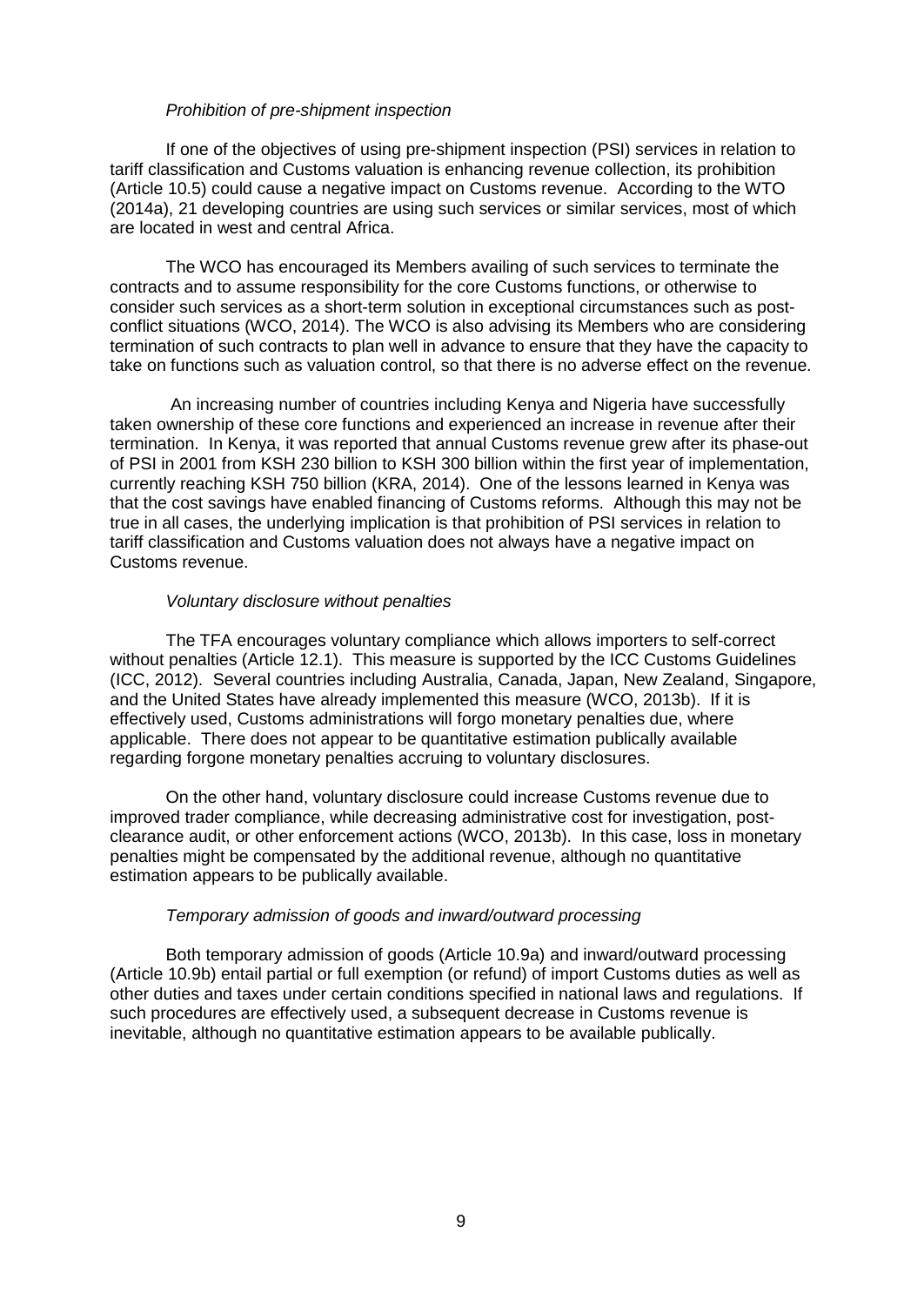*Prohibition of pre-shipment inspection*

If one of the objectives of using pre-shipment inspection (PSI) services in relation to tariff classification and Customs valuation is enhancing revenue collection, its prohibition (Article 10.5) could cause a negative impact on Customs revenue. According to the WTO (2014a), 21 developing countries are using such services or similar services, most of which are located in west and central Africa.

The WCO has encouraged its Members availing of such services to terminate the contracts and to assume responsibility for the core Customs functions, or otherwise to consider such services as a short-term solution in exceptional circumstances such as post-conflict situations (WCO, 2014). The WCO is also advising its Members who are considering termination of such contracts to plan well in advance to ensure that they have the capacity to take on functions such as valuation control, so that there is no adverse effect on the revenue.

An increasing number of countries including Kenya and Nigeria have successfully taken ownership of these core functions and experienced an increase in revenue after their termination. In Kenya, it was reported that annual Customs revenue grew after its phase-out of PSI in 2001 from KSH 230 billion to KSH 300 billion within the first year of implementation, currently reaching KSH 750 billion (KRA, 2014). One of the lessons learned in Kenya was that the cost savings have enabled financing of Customs reforms. Although this may not be true in all cases, the underlying implication is that prohibition of PSI services in relation to tariff classification and Customs valuation does not always have a negative impact on Customs revenue.

*Voluntary disclosure without penalties*

The TFA encourages voluntary compliance which allows importers to self-correct without penalties (Article 12.1). This measure is supported by the ICC Customs Guidelines (ICC, 2012). Several countries including Australia, Canada, Japan, New Zealand, Singapore, and the United States have already implemented this measure (WCO, 2013b). If it is effectively used, Customs administrations will forgo monetary penalties due, where applicable. There does not appear to be quantitative estimation publically available regarding forgone monetary penalties accruing to voluntary disclosures.

On the other hand, voluntary disclosure could increase Customs revenue due to improved trader compliance, while decreasing administrative cost for investigation, post-clearance audit, or other enforcement actions (WCO, 2013b). In this case, loss in monetary penalties might be compensated by the additional revenue, although no quantitative estimation appears to be publically available.

*Temporary admission of goods and inward/outward processing*

Both temporary admission of goods (Article 10.9a) and inward/outward processing (Article 10.9b) entail partial or full exemption (or refund) of import Customs duties as well as other duties and taxes under certain conditions specified in national laws and regulations. If such procedures are effectively used, a subsequent decrease in Customs revenue is inevitable, although no quantitative estimation appears to be available publically.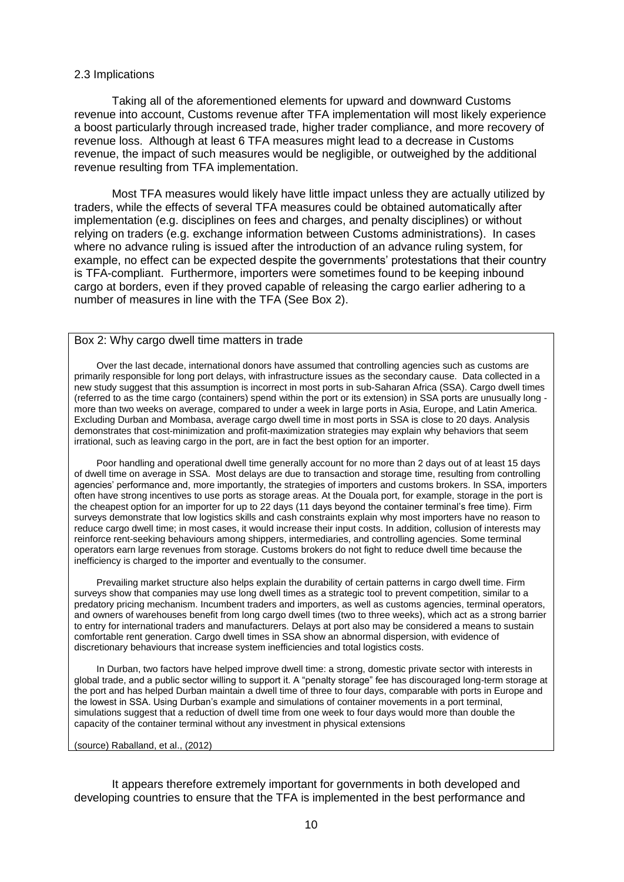### 2.3 Implications

Taking all of the aforementioned elements for upward and downward Customs revenue into account, Customs revenue after TFA implementation will most likely experience a boost particularly through increased trade, higher trader compliance, and more recovery of revenue loss. Although at least 6 TFA measures might lead to a decrease in Customs revenue, the impact of such measures would be negligible, or outweighed by the additional revenue resulting from TFA implementation.

Most TFA measures would likely have little impact unless they are actually utilized by traders, while the effects of several TFA measures could be obtained automatically after implementation (e.g. disciplines on fees and charges, and penalty disciplines) or without relying on traders (e.g. exchange information between Customs administrations). In cases where no advance ruling is issued after the introduction of an advance ruling system, for example, no effect can be expected despite the governments' protestations that their country is TFA-compliant. Furthermore, importers were sometimes found to be keeping inbound cargo at borders, even if they proved capable of releasing the cargo earlier adhering to a number of measures in line with the TFA (See Box 2).

> **Box 2: Why cargo dwell time matters in trade**
>
> Over the last decade, international donors have assumed that controlling agencies such as customs are primarily responsible for long port delays, with infrastructure issues as the secondary cause. Data collected in a new study suggest that this assumption is incorrect in most ports in sub-Saharan Africa (SSA). Cargo dwell times (referred to as the time cargo (containers) spend within the port or its extension) in SSA ports are unusually long - more than two weeks on average, compared to under a week in large ports in Asia, Europe, and Latin America. Excluding Durban and Mombasa, average cargo dwell time in most ports in SSA is close to 20 days. Analysis demonstrates that cost-minimization and profit-maximization strategies may explain why behaviors that seem irrational, such as leaving cargo in the port, are in fact the best option for an importer.
>
> Poor handling and operational dwell time generally account for no more than 2 days out of at least 15 days of dwell time on average in SSA. Most delays are due to transaction and storage time, resulting from controlling agencies' performance and, more importantly, the strategies of importers and customs brokers. In SSA, importers often have strong incentives to use ports as storage areas. At the Douala port, for example, storage in the port is the cheapest option for an importer for up to 22 days (11 days beyond the container terminal's free time). Firm surveys demonstrate that low logistics skills and cash constraints explain why most importers have no reason to reduce cargo dwell time; in most cases, it would increase their input costs. In addition, collusion of interests may reinforce rent-seeking behaviours among shippers, intermediaries, and controlling agencies. Some terminal operators earn large revenues from storage. Customs brokers do not fight to reduce dwell time because the inefficiency is charged to the importer and eventually to the consumer.
>
> Prevailing market structure also helps explain the durability of certain patterns in cargo dwell time. Firm surveys show that companies may use long dwell times as a strategic tool to prevent competition, similar to a predatory pricing mechanism. Incumbent traders and importers, as well as customs agencies, terminal operators, and owners of warehouses benefit from long cargo dwell times (two to three weeks), which act as a strong barrier to entry for international traders and manufacturers. Delays at port also may be considered a means to sustain comfortable rent generation. Cargo dwell times in SSA show an abnormal dispersion, with evidence of discretionary behaviours that increase system inefficiencies and total logistics costs.
>
> In Durban, two factors have helped improve dwell time: a strong, domestic private sector with interests in global trade, and a public sector willing to support it. A "penalty storage" fee has discouraged long-term storage at the port and has helped Durban maintain a dwell time of three to four days, comparable with ports in Europe and the lowest in SSA. Using Durban's example and simulations of container movements in a port terminal, simulations suggest that a reduction of dwell time from one week to four days would more than double the capacity of the container terminal without any investment in physical extensions
>
> (source) Raballand, et al., (2012)

It appears therefore extremely important for governments in both developed and developing countries to ensure that the TFA is implemented in the best performance and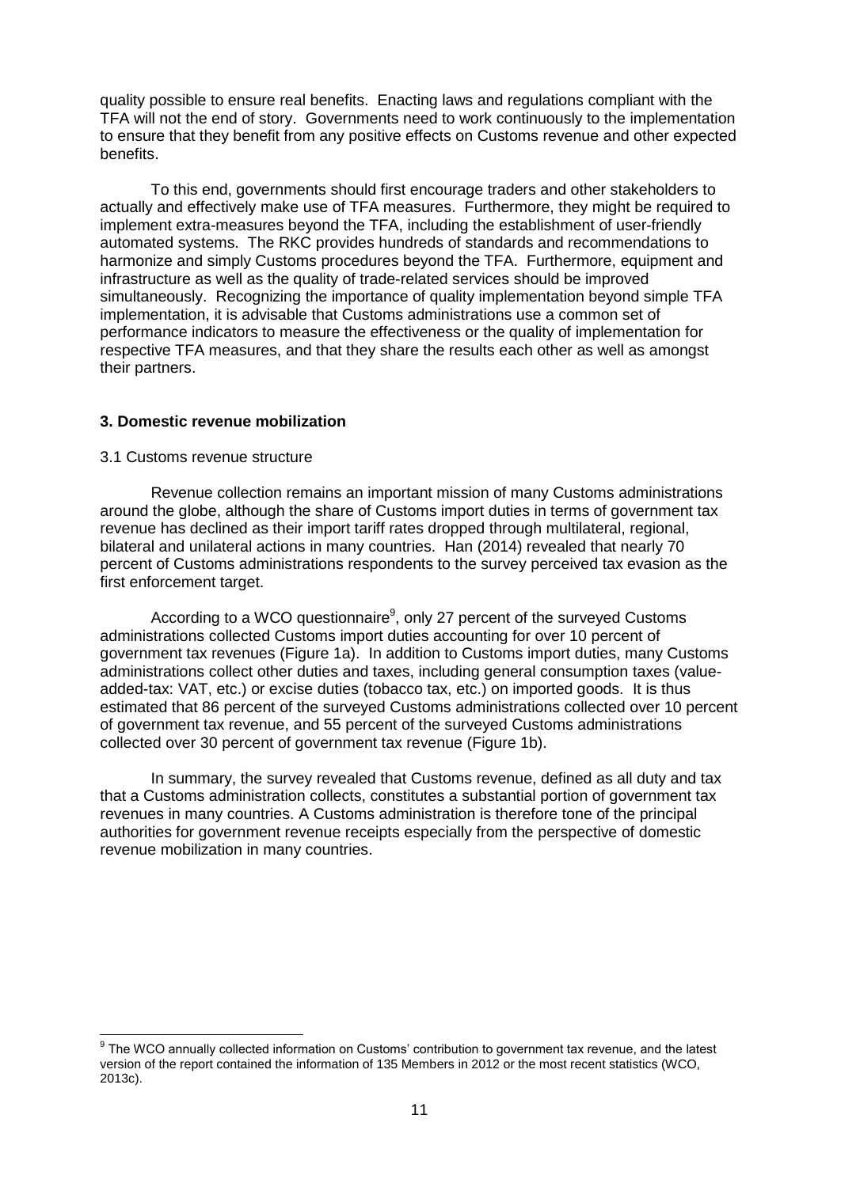quality possible to ensure real benefits. Enacting laws and regulations compliant with the TFA will not the end of story. Governments need to work continuously to the implementation to ensure that they benefit from any positive effects on Customs revenue and other expected benefits.

To this end, governments should first encourage traders and other stakeholders to actually and effectively make use of TFA measures. Furthermore, they might be required to implement extra-measures beyond the TFA, including the establishment of user-friendly automated systems. The RKC provides hundreds of standards and recommendations to harmonize and simply Customs procedures beyond the TFA. Furthermore, equipment and infrastructure as well as the quality of trade-related services should be improved simultaneously. Recognizing the importance of quality implementation beyond simple TFA implementation, it is advisable that Customs administrations use a common set of performance indicators to measure the effectiveness or the quality of implementation for respective TFA measures, and that they share the results each other as well as amongst their partners.

## 3. Domestic revenue mobilization

### 3.1 Customs revenue structure

Revenue collection remains an important mission of many Customs administrations around the globe, although the share of Customs import duties in terms of government tax revenue has declined as their import tariff rates dropped through multilateral, regional, bilateral and unilateral actions in many countries. Han (2014) revealed that nearly 70 percent of Customs administrations respondents to the survey perceived tax evasion as the first enforcement target.

According to a WCO questionnaire[9], only 27 percent of the surveyed Customs administrations collected Customs import duties accounting for over 10 percent of government tax revenues (Figure 1a). In addition to Customs import duties, many Customs administrations collect other duties and taxes, including general consumption taxes (value-added-tax: VAT, etc.) or excise duties (tobacco tax, etc.) on imported goods. It is thus estimated that 86 percent of the surveyed Customs administrations collected over 10 percent of government tax revenue, and 55 percent of the surveyed Customs administrations collected over 30 percent of government tax revenue (Figure 1b).

In summary, the survey revealed that Customs revenue, defined as all duty and tax that a Customs administration collects, constitutes a substantial portion of government tax revenues in many countries. A Customs administration is therefore tone of the principal authorities for government revenue receipts especially from the perspective of domestic revenue mobilization in many countries.

[9] The WCO annually collected information on Customs' contribution to government tax revenue, and the latest version of the report contained the information of 135 Members in 2012 or the most recent statistics (WCO, 2013c).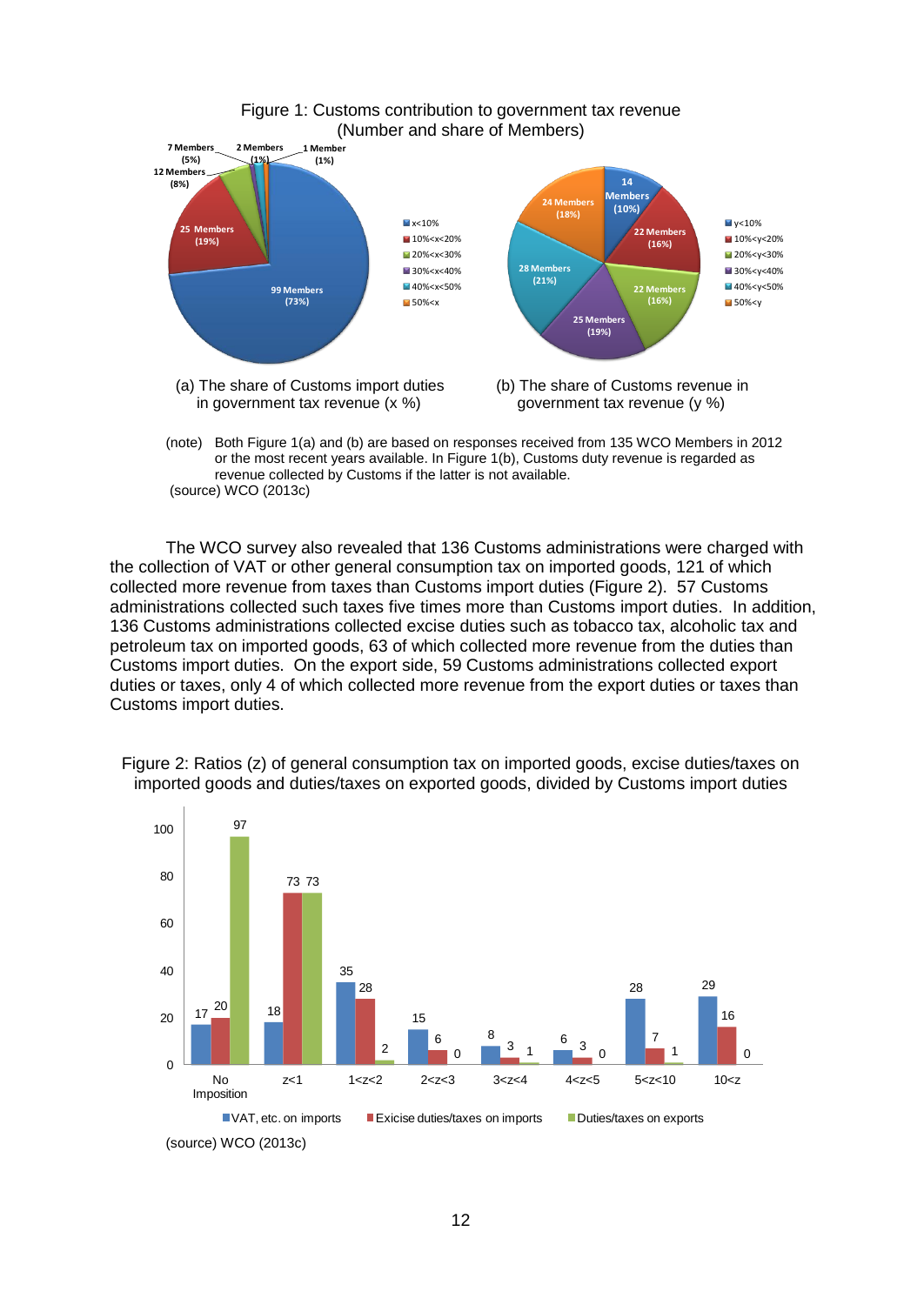Figure 1: Customs contribution to government tax revenue
(Number and share of Members)

(a) The share of Customs import duties in government tax revenue (x %)

| Share | Members |
|---|---|
| x<10% | 99 Members (73%) |
| 10%<x<20% | 25 Members (19%) |
| 20%<x<30% | 12 Members (8%) |
| 30%<x<40% | 7 Members (5%) |
| 40%<x<50% | 2 Members (1%) |
| 50%<x | 1 Member (1%) |

(b) The share of Customs revenue in government tax revenue (y %)

| Share | Members |
|---|---|
| y<10% | 14 Members (10%) |
| 10%<y<20% | 22 Members (16%) |
| 20%<y<30% | 22 Members (16%) |
| 30%<y<40% | 25 Members (19%) |
| 40%<y<50% | 28 Members (21%) |
| 50%<y | 24 Members (18%) |

(note) Both Figure 1(a) and (b) are based on responses received from 135 WCO Members in 2012 or the most recent years available. In Figure 1(b), Customs duty revenue is regarded as revenue collected by Customs if the latter is not available.

(source) WCO (2013c)

The WCO survey also revealed that 136 Customs administrations were charged with the collection of VAT or other general consumption tax on imported goods, 121 of which collected more revenue from taxes than Customs import duties (Figure 2). 57 Customs administrations collected such taxes five times more than Customs import duties. In addition, 136 Customs administrations collected excise duties such as tobacco tax, alcoholic tax and petroleum tax on imported goods, 63 of which collected more revenue from the duties than Customs import duties. On the export side, 59 Customs administrations collected export duties or taxes, only 4 of which collected more revenue from the export duties or taxes than Customs import duties.

Figure 2: Ratios (z) of general consumption tax on imported goods, excise duties/taxes on imported goods and duties/taxes on exported goods, divided by Customs import duties

| | No Imposition | z<1 | 1<z<2 | 2<z<3 | 3<z<4 | 4<z<5 | 5<z<10 | 10<z |
|---|---|---|---|---|---|---|---|---|
| VAT, etc. on imports | 17 | 18 | 35 | 15 | 8 | 6 | 28 | 29 |
| Exicise duties/taxes on imports | 20 | 73 | 28 | 6 | 3 | 3 | 7 | 16 |
| Duties/taxes on exports | 97 | 73 | 2 | 0 | 1 | 0 | 1 | 0 |

(source) WCO (2013c)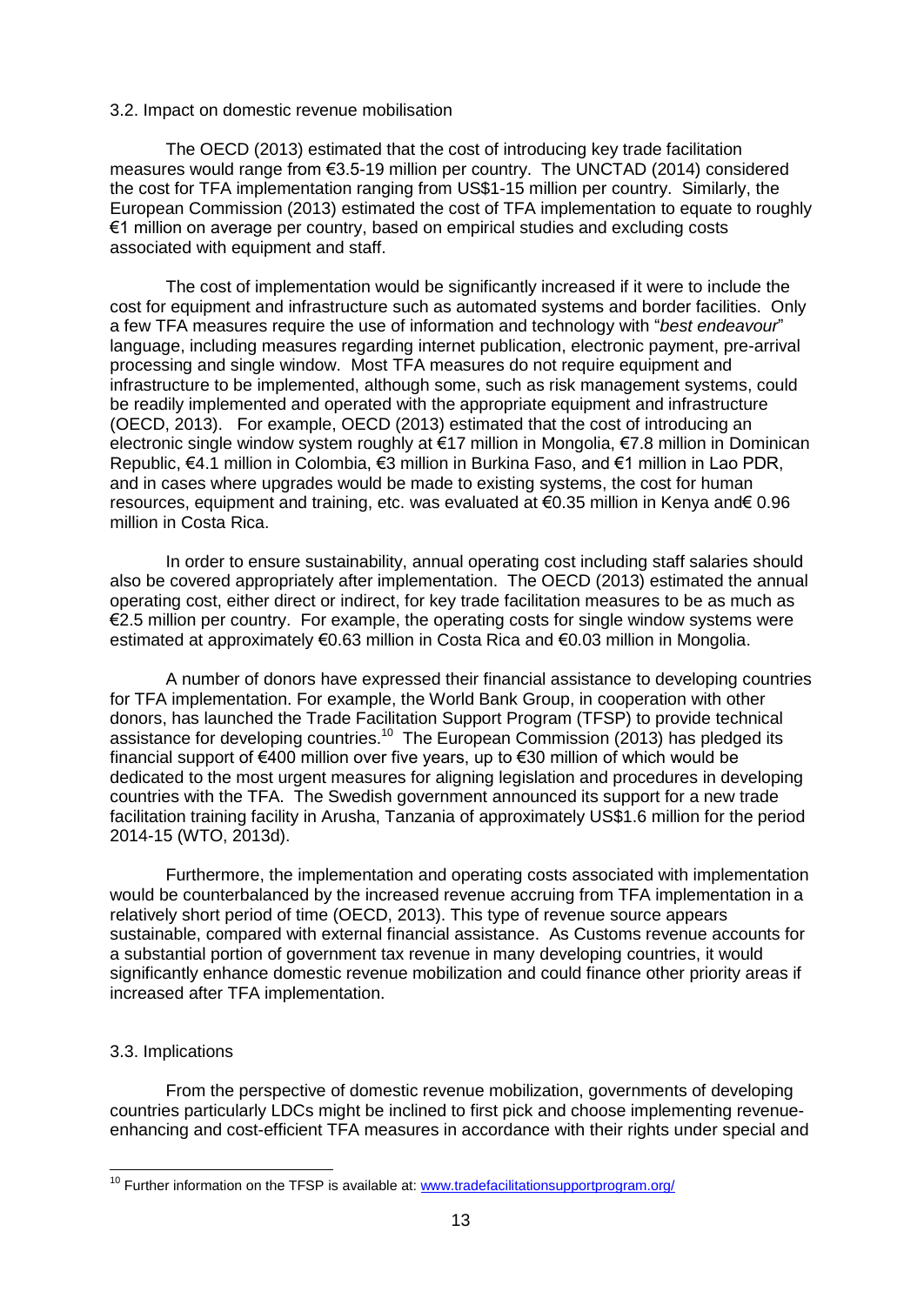### 3.2. Impact on domestic revenue mobilisation

The OECD (2013) estimated that the cost of introducing key trade facilitation measures would range from €3.5-19 million per country. The UNCTAD (2014) considered the cost for TFA implementation ranging from US$1-15 million per country. Similarly, the European Commission (2013) estimated the cost of TFA implementation to equate to roughly €1 million on average per country, based on empirical studies and excluding costs associated with equipment and staff.

The cost of implementation would be significantly increased if it were to include the cost for equipment and infrastructure such as automated systems and border facilities. Only a few TFA measures require the use of information and technology with "*best endeavour*" language, including measures regarding internet publication, electronic payment, pre-arrival processing and single window. Most TFA measures do not require equipment and infrastructure to be implemented, although some, such as risk management systems, could be readily implemented and operated with the appropriate equipment and infrastructure (OECD, 2013). For example, OECD (2013) estimated that the cost of introducing an electronic single window system roughly at €17 million in Mongolia, €7.8 million in Dominican Republic, €4.1 million in Colombia, €3 million in Burkina Faso, and €1 million in Lao PDR, and in cases where upgrades would be made to existing systems, the cost for human resources, equipment and training, etc. was evaluated at €0.35 million in Kenya and€ 0.96 million in Costa Rica.

In order to ensure sustainability, annual operating cost including staff salaries should also be covered appropriately after implementation. The OECD (2013) estimated the annual operating cost, either direct or indirect, for key trade facilitation measures to be as much as €2.5 million per country. For example, the operating costs for single window systems were estimated at approximately €0.63 million in Costa Rica and €0.03 million in Mongolia.

A number of donors have expressed their financial assistance to developing countries for TFA implementation. For example, the World Bank Group, in cooperation with other donors, has launched the Trade Facilitation Support Program (TFSP) to provide technical assistance for developing countries.[10] The European Commission (2013) has pledged its financial support of €400 million over five years, up to €30 million of which would be dedicated to the most urgent measures for aligning legislation and procedures in developing countries with the TFA. The Swedish government announced its support for a new trade facilitation training facility in Arusha, Tanzania of approximately US$1.6 million for the period 2014-15 (WTO, 2013d).

Furthermore, the implementation and operating costs associated with implementation would be counterbalanced by the increased revenue accruing from TFA implementation in a relatively short period of time (OECD, 2013). This type of revenue source appears sustainable, compared with external financial assistance. As Customs revenue accounts for a substantial portion of government tax revenue in many developing countries, it would significantly enhance domestic revenue mobilization and could finance other priority areas if increased after TFA implementation.

### 3.3. Implications

From the perspective of domestic revenue mobilization, governments of developing countries particularly LDCs might be inclined to first pick and choose implementing revenue-enhancing and cost-efficient TFA measures in accordance with their rights under special and

---

[10] Further information on the TFSP is available at: www.tradefacilitationsupportprogram.org/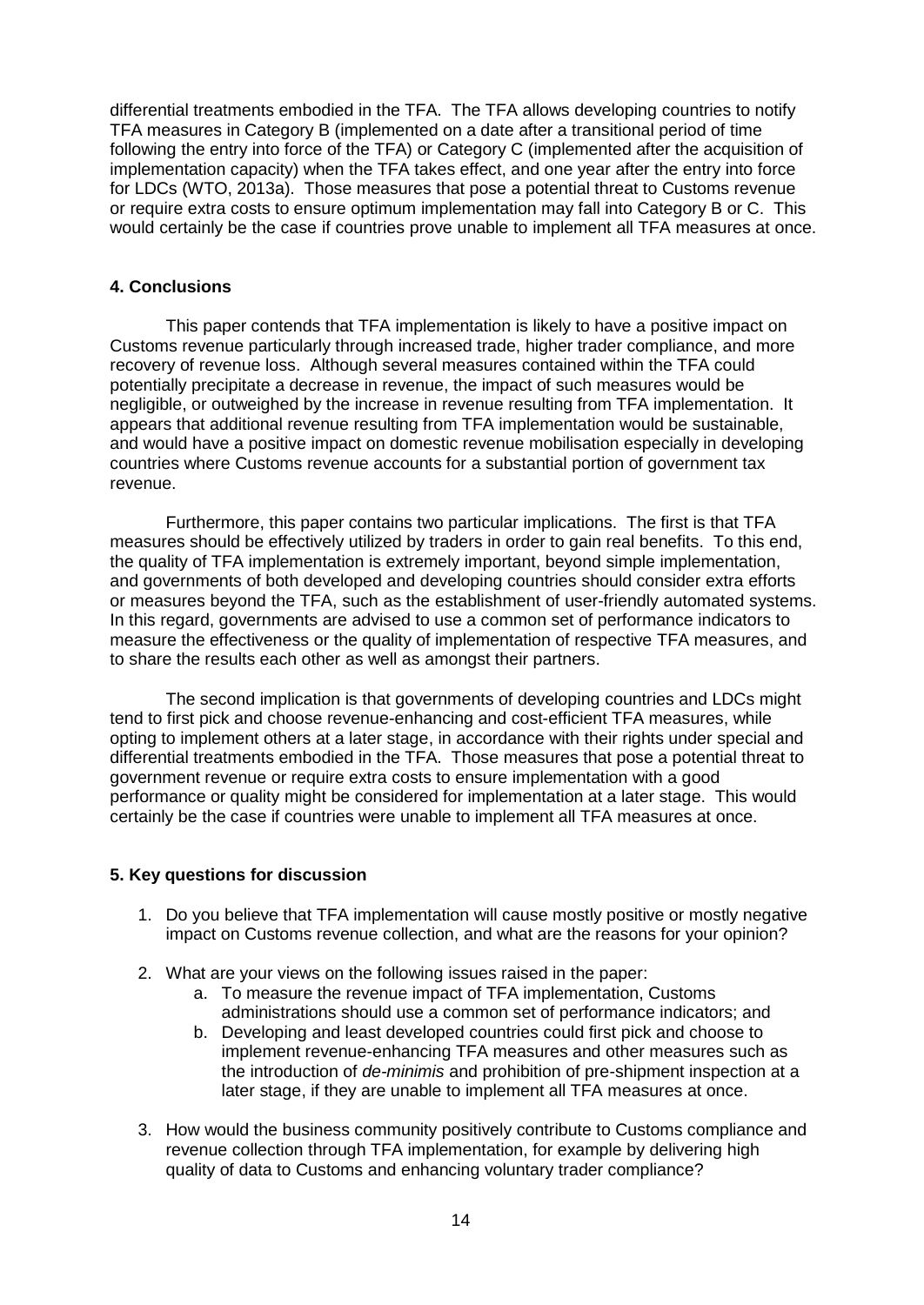differential treatments embodied in the TFA. The TFA allows developing countries to notify TFA measures in Category B (implemented on a date after a transitional period of time following the entry into force of the TFA) or Category C (implemented after the acquisition of implementation capacity) when the TFA takes effect, and one year after the entry into force for LDCs (WTO, 2013a). Those measures that pose a potential threat to Customs revenue or require extra costs to ensure optimum implementation may fall into Category B or C. This would certainly be the case if countries prove unable to implement all TFA measures at once.

## 4. Conclusions

This paper contends that TFA implementation is likely to have a positive impact on Customs revenue particularly through increased trade, higher trader compliance, and more recovery of revenue loss. Although several measures contained within the TFA could potentially precipitate a decrease in revenue, the impact of such measures would be negligible, or outweighed by the increase in revenue resulting from TFA implementation. It appears that additional revenue resulting from TFA implementation would be sustainable, and would have a positive impact on domestic revenue mobilisation especially in developing countries where Customs revenue accounts for a substantial portion of government tax revenue.

Furthermore, this paper contains two particular implications. The first is that TFA measures should be effectively utilized by traders in order to gain real benefits. To this end, the quality of TFA implementation is extremely important, beyond simple implementation, and governments of both developed and developing countries should consider extra efforts or measures beyond the TFA, such as the establishment of user-friendly automated systems. In this regard, governments are advised to use a common set of performance indicators to measure the effectiveness or the quality of implementation of respective TFA measures, and to share the results each other as well as amongst their partners.

The second implication is that governments of developing countries and LDCs might tend to first pick and choose revenue-enhancing and cost-efficient TFA measures, while opting to implement others at a later stage, in accordance with their rights under special and differential treatments embodied in the TFA. Those measures that pose a potential threat to government revenue or require extra costs to ensure implementation with a good performance or quality might be considered for implementation at a later stage. This would certainly be the case if countries were unable to implement all TFA measures at once.

## 5. Key questions for discussion

1. Do you believe that TFA implementation will cause mostly positive or mostly negative impact on Customs revenue collection, and what are the reasons for your opinion?
2. What are your views on the following issues raised in the paper:
   a. To measure the revenue impact of TFA implementation, Customs administrations should use a common set of performance indicators; and
   b. Developing and least developed countries could first pick and choose to implement revenue-enhancing TFA measures and other measures such as the introduction of *de-minimis* and prohibition of pre-shipment inspection at a later stage, if they are unable to implement all TFA measures at once.
3. How would the business community positively contribute to Customs compliance and revenue collection through TFA implementation, for example by delivering high quality of data to Customs and enhancing voluntary trader compliance?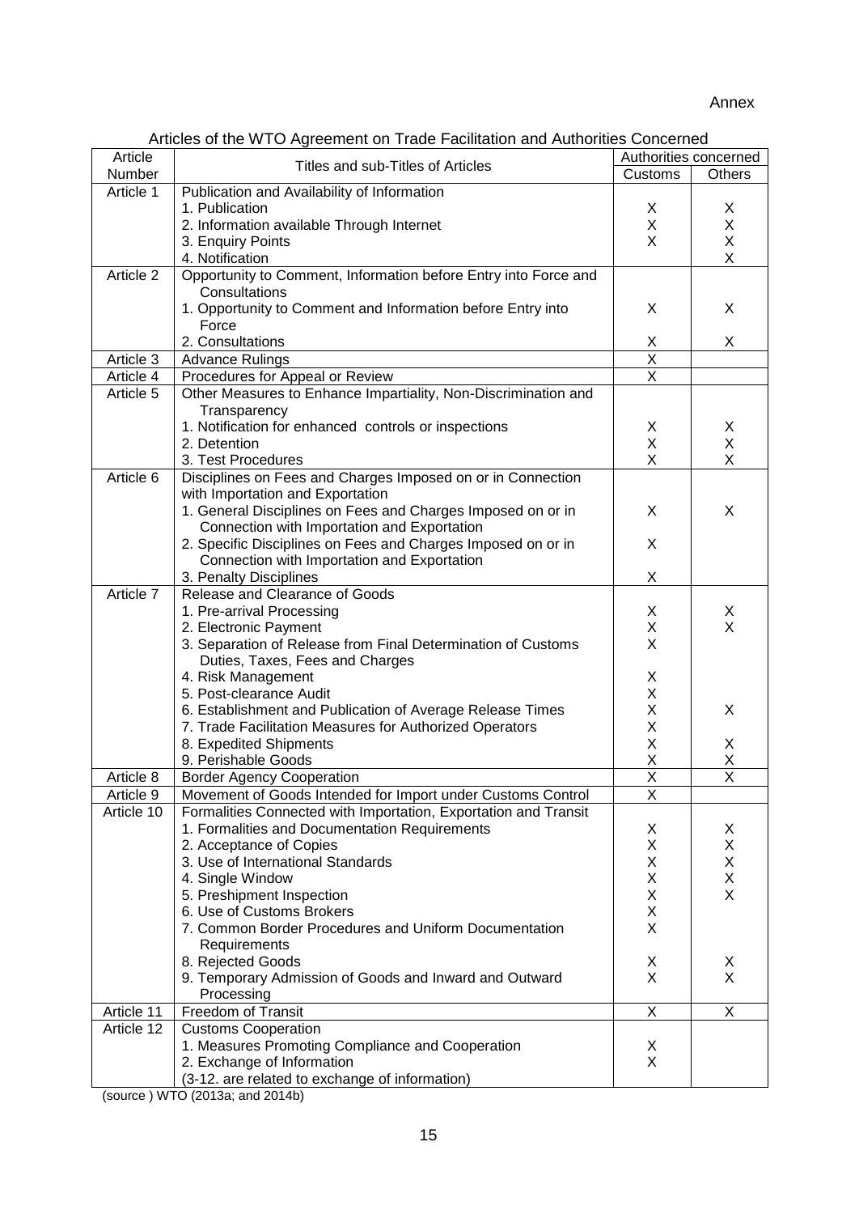Annex

Articles of the WTO Agreement on Trade Facilitation and Authorities Concerned

| Article Number | Titles and sub-Titles of Articles | Authorities concerned | |
|---|---|---|---|
| | | Customs | Others |
| Article 1 | Publication and Availability of Information | | |
| | 1. Publication | X | X |
| | 2. Information available Through Internet | X | X |
| | 3. Enquiry Points | X | X |
| | 4. Notification | | X |
| Article 2 | Opportunity to Comment, Information before Entry into Force and Consultations | | |
| | 1. Opportunity to Comment and Information before Entry into Force | X | X |
| | 2. Consultations | X | X |
| Article 3 | Advance Rulings | X | |
| Article 4 | Procedures for Appeal or Review | X | |
| Article 5 | Other Measures to Enhance Impartiality, Non-Discrimination and Transparency | | |
| | 1. Notification for enhanced controls or inspections | X | X |
| | 2. Detention | X | X |
| | 3. Test Procedures | X | X |
| Article 6 | Disciplines on Fees and Charges Imposed on or in Connection with Importation and Exportation | | |
| | 1. General Disciplines on Fees and Charges Imposed on or in Connection with Importation and Exportation | X | X |
| | 2. Specific Disciplines on Fees and Charges Imposed on or in Connection with Importation and Exportation | X | |
| | 3. Penalty Disciplines | X | |
| Article 7 | Release and Clearance of Goods | | |
| | 1. Pre-arrival Processing | X | X |
| | 2. Electronic Payment | X | X |
| | 3. Separation of Release from Final Determination of Customs Duties, Taxes, Fees and Charges | X | |
| | 4. Risk Management | X | |
| | 5. Post-clearance Audit | X | |
| | 6. Establishment and Publication of Average Release Times | X | X |
| | 7. Trade Facilitation Measures for Authorized Operators | X | |
| | 8. Expedited Shipments | X | X |
| | 9. Perishable Goods | X | X |
| Article 8 | Border Agency Cooperation | X | X |
| Article 9 | Movement of Goods Intended for Import under Customs Control | X | |
| Article 10 | Formalities Connected with Importation, Exportation and Transit | | |
| | 1. Formalities and Documentation Requirements | X | X |
| | 2. Acceptance of Copies | X | X |
| | 3. Use of International Standards | X | X |
| | 4. Single Window | X | X |
| | 5. Preshipment Inspection | X | X |
| | 6. Use of Customs Brokers | X | |
| | 7. Common Border Procedures and Uniform Documentation Requirements | X | |
| | 8. Rejected Goods | X | X |
| | 9. Temporary Admission of Goods and Inward and Outward Processing | X | X |
| Article 11 | Freedom of Transit | X | X |
| Article 12 | Customs Cooperation | | |
| | 1. Measures Promoting Compliance and Cooperation | X | |
| | 2. Exchange of Information | X | |
| | (3-12. are related to exchange of information) | | |

(source ) WTO (2013a; and 2014b)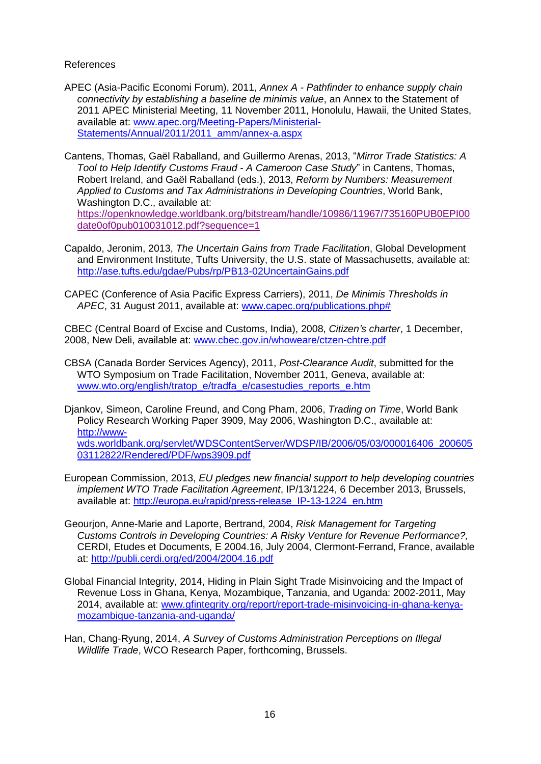References

APEC (Asia-Pacific Economi Forum), 2011, *Annex A - Pathfinder to enhance supply chain connectivity by establishing a baseline de minimis value*, an Annex to the Statement of 2011 APEC Ministerial Meeting, 11 November 2011, Honolulu, Hawaii, the United States, available at: [www.apec.org/Meeting-Papers/Ministerial-Statements/Annual/2011/2011_amm/annex-a.aspx](www.apec.org/Meeting-Papers/Ministerial-Statements/Annual/2011/2011_amm/annex-a.aspx)

Cantens, Thomas, Gaël Raballand, and Guillermo Arenas, 2013, "*Mirror Trade Statistics: A Tool to Help Identify Customs Fraud - A Cameroon Case Study*" in Cantens, Thomas, Robert Ireland, and Gaël Raballand (eds.), 2013, *Reform by Numbers: Measurement Applied to Customs and Tax Administrations in Developing Countries*, World Bank, Washington D.C., available at: [https://openknowledge.worldbank.org/bitstream/handle/10986/11967/735160PUB0EPI00date0of0pub010031012.pdf?sequence=1](https://openknowledge.worldbank.org/bitstream/handle/10986/11967/735160PUB0EPI00date0of0pub010031012.pdf?sequence=1)

Capaldo, Jeronim, 2013, *The Uncertain Gains from Trade Facilitation*, Global Development and Environment Institute, Tufts University, the U.S. state of Massachusetts, available at: [http://ase.tufts.edu/gdae/Pubs/rp/PB13-02UncertainGains.pdf](http://ase.tufts.edu/gdae/Pubs/rp/PB13-02UncertainGains.pdf)

CAPEC (Conference of Asia Pacific Express Carriers), 2011, *De Minimis Thresholds in APEC*, 31 August 2011, available at: [www.capec.org/publications.php#](www.capec.org/publications.php#)

CBEC (Central Board of Excise and Customs, India), 2008, *Citizen's charter*, 1 December, 2008, New Deli, available at: [www.cbec.gov.in/whoweare/ctzen-chtre.pdf](www.cbec.gov.in/whoweare/ctzen-chtre.pdf)

CBSA (Canada Border Services Agency), 2011, *Post-Clearance Audit*, submitted for the WTO Symposium on Trade Facilitation, November 2011, Geneva, available at: [www.wto.org/english/tratop_e/tradfa_e/casestudies_reports_e.htm](www.wto.org/english/tratop_e/tradfa_e/casestudies_reports_e.htm)

Djankov, Simeon, Caroline Freund, and Cong Pham, 2006, *Trading on Time*, World Bank Policy Research Working Paper 3909, May 2006, Washington D.C., available at: [http://www-wds.worldbank.org/servlet/WDSContentServer/WDSP/IB/2006/05/03/000016406_20060503112822/Rendered/PDF/wps3909.pdf](http://www-wds.worldbank.org/servlet/WDSContentServer/WDSP/IB/2006/05/03/000016406_20060503112822/Rendered/PDF/wps3909.pdf)

European Commission, 2013, *EU pledges new financial support to help developing countries implement WTO Trade Facilitation Agreement*, IP/13/1224, 6 December 2013, Brussels, available at: [http://europa.eu/rapid/press-release_IP-13-1224_en.htm](http://europa.eu/rapid/press-release_IP-13-1224_en.htm)

Geourjon, Anne-Marie and Laporte, Bertrand, 2004, *Risk Management for Targeting Customs Controls in Developing Countries: A Risky Venture for Revenue Performance?,* CERDI, Etudes et Documents, E 2004.16, July 2004, Clermont-Ferrand, France, available at: [http://publi.cerdi.org/ed/2004/2004.16.pdf](http://publi.cerdi.org/ed/2004/2004.16.pdf)

Global Financial Integrity, 2014, Hiding in Plain Sight Trade Misinvoicing and the Impact of Revenue Loss in Ghana, Kenya, Mozambique, Tanzania, and Uganda: 2002-2011, May 2014, available at: [www.gfintegrity.org/report/report-trade-misinvoicing-in-ghana-kenya-mozambique-tanzania-and-uganda/](www.gfintegrity.org/report/report-trade-misinvoicing-in-ghana-kenya-mozambique-tanzania-and-uganda/)

Han, Chang-Ryung, 2014, *A Survey of Customs Administration Perceptions on Illegal Wildlife Trade*, WCO Research Paper, forthcoming, Brussels.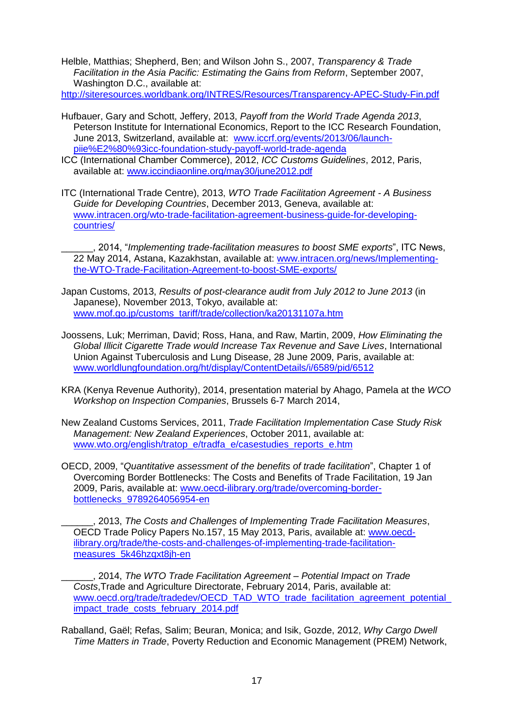Helble, Matthias; Shepherd, Ben; and Wilson John S., 2007, *Transparency & Trade Facilitation in the Asia Pacific: Estimating the Gains from Reform*, September 2007, Washington D.C., available at: http://siteresources.worldbank.org/INTRES/Resources/Transparency-APEC-Study-Fin.pdf

Hufbauer, Gary and Schott, Jeffery, 2013, *Payoff from the World Trade Agenda 2013*, Peterson Institute for International Economics, Report to the ICC Research Foundation, June 2013, Switzerland, available at: www.iccrf.org/events/2013/06/launch-piie%E2%80%93icc-foundation-study-payoff-world-trade-agenda

ICC (International Chamber Commerce), 2012, *ICC Customs Guidelines*, 2012, Paris, available at: www.iccindiaonline.org/may30/june2012.pdf

ITC (International Trade Centre), 2013, *WTO Trade Facilitation Agreement - A Business Guide for Developing Countries*, December 2013, Geneva, available at: www.intracen.org/wto-trade-facilitation-agreement-business-guide-for-developing-countries/

______, 2014, "*Implementing trade-facilitation measures to boost SME exports*", ITC News, 22 May 2014, Astana, Kazakhstan, available at: www.intracen.org/news/Implementing-the-WTO-Trade-Facilitation-Agreement-to-boost-SME-exports/

Japan Customs, 2013, *Results of post-clearance audit from July 2012 to June 2013* (in Japanese), November 2013, Tokyo, available at: www.mof.go.jp/customs_tariff/trade/collection/ka20131107a.htm

Joossens, Luk; Merriman, David; Ross, Hana, and Raw, Martin, 2009, *How Eliminating the Global Illicit Cigarette Trade would Increase Tax Revenue and Save Lives*, International Union Against Tuberculosis and Lung Disease, 28 June 2009, Paris, available at: www.worldlungfoundation.org/ht/display/ContentDetails/i/6589/pid/6512

KRA (Kenya Revenue Authority), 2014, presentation material by Ahago, Pamela at the *WCO Workshop on Inspection Companies*, Brussels 6-7 March 2014,

New Zealand Customs Services, 2011, *Trade Facilitation Implementation Case Study Risk Management: New Zealand Experiences*, October 2011, available at: www.wto.org/english/tratop_e/tradfa_e/casestudies_reports_e.htm

OECD, 2009, "*Quantitative assessment of the benefits of trade facilitation*", Chapter 1 of Overcoming Border Bottlenecks: The Costs and Benefits of Trade Facilitation, 19 Jan 2009, Paris, available at: www.oecd-ilibrary.org/trade/overcoming-border-bottlenecks_9789264056954-en

______, 2013, *The Costs and Challenges of Implementing Trade Facilitation Measures*, OECD Trade Policy Papers No.157, 15 May 2013, Paris, available at: www.oecd-ilibrary.org/trade/the-costs-and-challenges-of-implementing-trade-facilitation-measures_5k46hzqxt8jh-en

______, 2014, *The WTO Trade Facilitation Agreement – Potential Impact on Trade Costs*,Trade and Agriculture Directorate, February 2014, Paris, available at: www.oecd.org/trade/tradedev/OECD_TAD_WTO_trade_facilitation_agreement_potential_impact_trade_costs_february_2014.pdf

Raballand, Gaël; Refas, Salim; Beuran, Monica; and Isik, Gozde, 2012, *Why Cargo Dwell Time Matters in Trade*, Poverty Reduction and Economic Management (PREM) Network,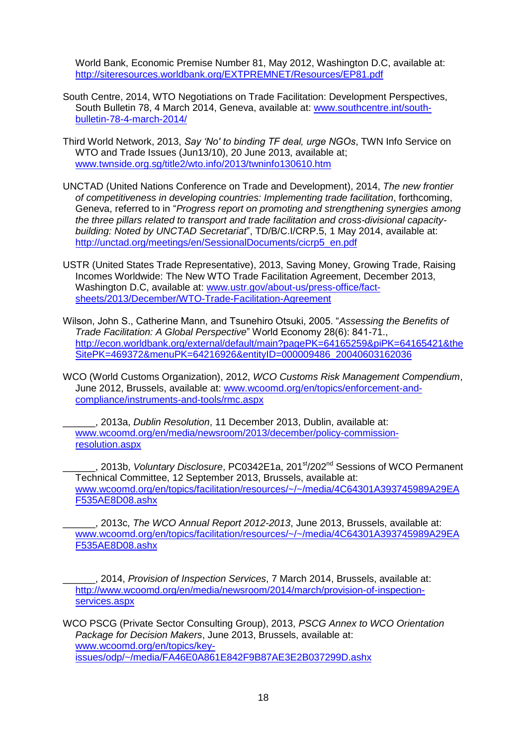World Bank, Economic Premise Number 81, May 2012, Washington D.C, available at: http://siteresources.worldbank.org/EXTPREMNET/Resources/EP81.pdf

South Centre, 2014, WTO Negotiations on Trade Facilitation: Development Perspectives, South Bulletin 78, 4 March 2014, Geneva, available at: www.southcentre.int/south-bulletin-78-4-march-2014/

Third World Network, 2013, *Say 'No' to binding TF deal, urge NGOs*, TWN Info Service on WTO and Trade Issues (Jun13/10), 20 June 2013, available at; www.twnside.org.sg/title2/wto.info/2013/twninfo130610.htm

UNCTAD (United Nations Conference on Trade and Development), 2014, *The new frontier of competitiveness in developing countries: Implementing trade facilitation*, forthcoming, Geneva, referred to in "*Progress report on promoting and strengthening synergies among the three pillars related to transport and trade facilitation and cross-divisional capacity-building: Noted by UNCTAD Secretariat*", TD/B/C.I/CRP.5, 1 May 2014, available at: http://unctad.org/meetings/en/SessionalDocuments/cicrp5_en.pdf

USTR (United States Trade Representative), 2013, Saving Money, Growing Trade, Raising Incomes Worldwide: The New WTO Trade Facilitation Agreement, December 2013, Washington D.C, available at: www.ustr.gov/about-us/press-office/fact-sheets/2013/December/WTO-Trade-Facilitation-Agreement

Wilson, John S., Catherine Mann, and Tsunehiro Otsuki, 2005. "*Assessing the Benefits of Trade Facilitation: A Global Perspective*" World Economy 28(6): 841-71., http://econ.worldbank.org/external/default/main?pagePK=64165259&piPK=64165421&theSitePK=469372&menuPK=64216926&entityID=000009486_20040603162036

WCO (World Customs Organization), 2012, *WCO Customs Risk Management Compendium*, June 2012, Brussels, available at: www.wcoomd.org/en/topics/enforcement-and-compliance/instruments-and-tools/rmc.aspx

______, 2013a, *Dublin Resolution*, 11 December 2013, Dublin, available at: www.wcoomd.org/en/media/newsroom/2013/december/policy-commission-resolution.aspx

______, 2013b, *Voluntary Disclosure*, PC0342E1a, 201st/202nd Sessions of WCO Permanent Technical Committee, 12 September 2013, Brussels, available at: www.wcoomd.org/en/topics/facilitation/resources/~/~/media/4C64301A393745989A29EAF535AE8D08.ashx

______, 2013c, *The WCO Annual Report 2012-2013*, June 2013, Brussels, available at: www.wcoomd.org/en/topics/facilitation/resources/~/~/media/4C64301A393745989A29EAF535AE8D08.ashx

______, 2014, *Provision of Inspection Services*, 7 March 2014, Brussels, available at: http://www.wcoomd.org/en/media/newsroom/2014/march/provision-of-inspection-services.aspx

WCO PSCG (Private Sector Consulting Group), 2013, *PSCG Annex to WCO Orientation Package for Decision Makers*, June 2013, Brussels, available at: www.wcoomd.org/en/topics/key-issues/odp/~/media/FA46E0A861E842F9B87AE3E2B037299D.ashx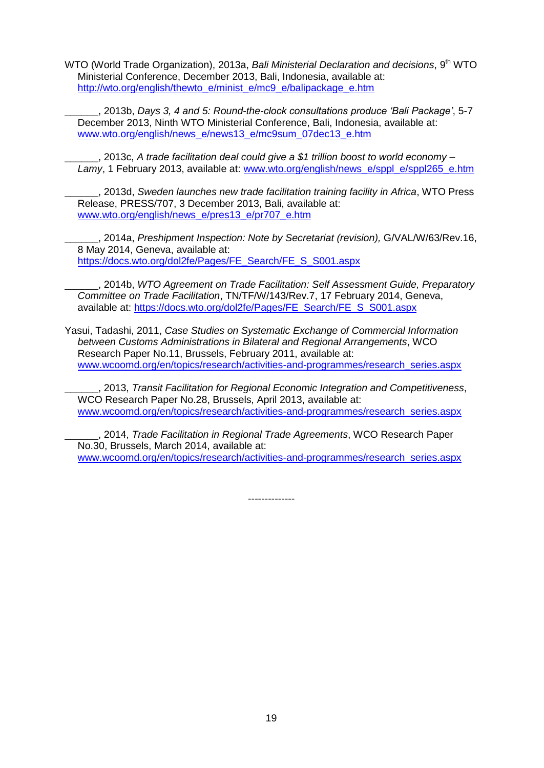WTO (World Trade Organization), 2013a, *Bali Ministerial Declaration and decisions*, 9th WTO Ministerial Conference, December 2013, Bali, Indonesia, available at: http://wto.org/english/thewto_e/minist_e/mc9_e/balipackage_e.htm

______, 2013b, *Days 3, 4 and 5: Round-the-clock consultations produce 'Bali Package'*, 5-7 December 2013, Ninth WTO Ministerial Conference, Bali, Indonesia, available at: www.wto.org/english/news_e/news13_e/mc9sum_07dec13_e.htm

______, 2013c, *A trade facilitation deal could give a $1 trillion boost to world economy – Lamy*, 1 February 2013, available at: www.wto.org/english/news_e/sppl_e/sppl265_e.htm

______, 2013d, *Sweden launches new trade facilitation training facility in Africa*, WTO Press Release, PRESS/707, 3 December 2013, Bali, available at: www.wto.org/english/news_e/pres13_e/pr707_e.htm

______, 2014a, *Preshipment Inspection: Note by Secretariat (revision),* G/VAL/W/63/Rev.16, 8 May 2014, Geneva, available at: https://docs.wto.org/dol2fe/Pages/FE_Search/FE_S_S001.aspx

______, 2014b, *WTO Agreement on Trade Facilitation: Self Assessment Guide, Preparatory Committee on Trade Facilitation*, TN/TF/W/143/Rev.7, 17 February 2014, Geneva, available at: https://docs.wto.org/dol2fe/Pages/FE_Search/FE_S_S001.aspx

Yasui, Tadashi, 2011, *Case Studies on Systematic Exchange of Commercial Information between Customs Administrations in Bilateral and Regional Arrangements*, WCO Research Paper No.11, Brussels, February 2011, available at: www.wcoomd.org/en/topics/research/activities-and-programmes/research_series.aspx

______, 2013, *Transit Facilitation for Regional Economic Integration and Competitiveness*, WCO Research Paper No.28, Brussels, April 2013, available at: www.wcoomd.org/en/topics/research/activities-and-programmes/research_series.aspx

______, 2014, *Trade Facilitation in Regional Trade Agreements*, WCO Research Paper No.30, Brussels, March 2014, available at: www.wcoomd.org/en/topics/research/activities-and-programmes/research_series.aspx

--------------